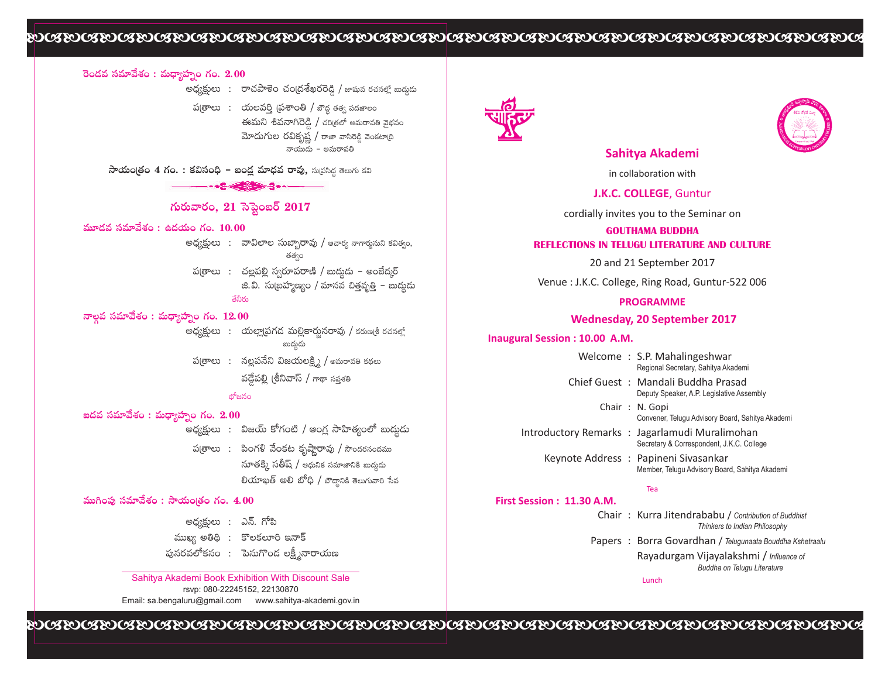రెండవ సమావేశం : మధ్యాహ్నం గం. 2.00

అధ్యక్షులు : రాచపాళెం చంద్రశేఖరరెడ్డి / జాషువ రచనల్లో బుద్ధుడు

పత్రాలు : యలవర్తి ప్రశాంతి / బౌద్ధ తత్వ పదజాలం
ఈమని శివనాగిరెడ్డి / చరిత్రలో అమరావతి వైభవం
మోదుగుల రవికృష్ణ / రాజా వాసిరెడ్డి వెంకటాద్రి నాయుడు - అమరావతి

సాయంత్రం 4 గం. : కవిసంధి - బండ్ల మాధవ రావు, సుప్రసిద్ధ తెలుగు కవి

## గురువారం, 21 సెప్టెంబర్ 2017

మూడవ సమావేశం : ఉదయం గం. 10.00

అధ్యక్షులు : వావిలాల సుబ్బారావు / ఆచార్య నాగార్జునుని కవిత్వం, తత్వం

పత్రాలు : చల్లపల్లి స్వరూపరాణి / బుద్ధుడు - అంబేద్కర్
జి.వి. సుబ్రహ్మణ్యం / మానవ చిత్తవృత్తి - బుద్ధుడు

తేనీరు

నాల్గవ సమావేశం : మధ్యాహ్నం గం. 12.00

అధ్యక్షులు : యల్లాప్రగడ మల్లికార్జునరావు / కరుణశ్రీ రచనల్లో బుద్ధుడు

పత్రాలు : నల్లపనేని విజయలక్ష్మి / అమరావతి కథలు
వడ్డేపల్లి శ్రీనివాస్ / గాథా సప్తశతి

భోజనం

ఐదవ సమావేశం : మధ్యాహ్నం గం. 2.00

అధ్యక్షులు : విజయ్ కోగంటి / ఆంగ్ల సాహిత్యంలో బుద్ధుడు

పత్రాలు : పింగళి వేంకట కృష్ణారావు / సౌందరనందము
నూతక్కి సతీష్ / ఆధునిక సమాజానికి బుద్ధుడు
లియాఖత్ అలి బోధి / బౌద్ధానికి తెలుగువారి సేవ

ముగింపు సమావేశం : సాయంత్రం గం. 4.00

అధ్యక్షులు : ఎన్. గోపి
ముఖ్య అతిథి : కొలకలూరి ఇనాక్
పునరవలోకనం : పెనుగొండ లక్ష్మీనారాయణ

Sahitya Akademi Book Exhibition With Discount Sale
rsvp: 080-22245152, 22130870
Email: sa.bengaluru@gmail.com www.sahitya-akademi.gov.in

## Sahitya Akademi

in collaboration with

**J.K.C. COLLEGE**, Guntur

cordially invites you to the Seminar on

### GOUTHAMA BUDDHA REFLECTIONS IN TELUGU LITERATURE AND CULTURE

20 and 21 September 2017

Venue : J.K.C. College, Ring Road, Guntur-522 006

### PROGRAMME

### Wednesday, 20 September 2017

**Inaugural Session : 10.00 A.M.**

Welcome : S.P. Mahalingeshwar
Regional Secretary, Sahitya Akademi

Chief Guest : Mandali Buddha Prasad
Deputy Speaker, A.P. Legislative Assembly

Chair : N. Gopi
Convener, Telugu Advisory Board, Sahitya Akademi

Introductory Remarks : Jagarlamudi Muralimohan
Secretary & Correspondent, J.K.C. College

Keynote Address : Papineni Sivasankar
Member, Telugu Advisory Board, Sahitya Akademi

Tea

**First Session : 11.30 A.M.**

Chair : Kurra Jitendrababu / *Contribution of Buddhist Thinkers to Indian Philosophy*

Papers : Borra Govardhan / *Telugunaata Bouddha Kshetraalu*
Rayadurgam Vijayalakshmi / *Influence of Buddha on Telugu Literature*

Lunch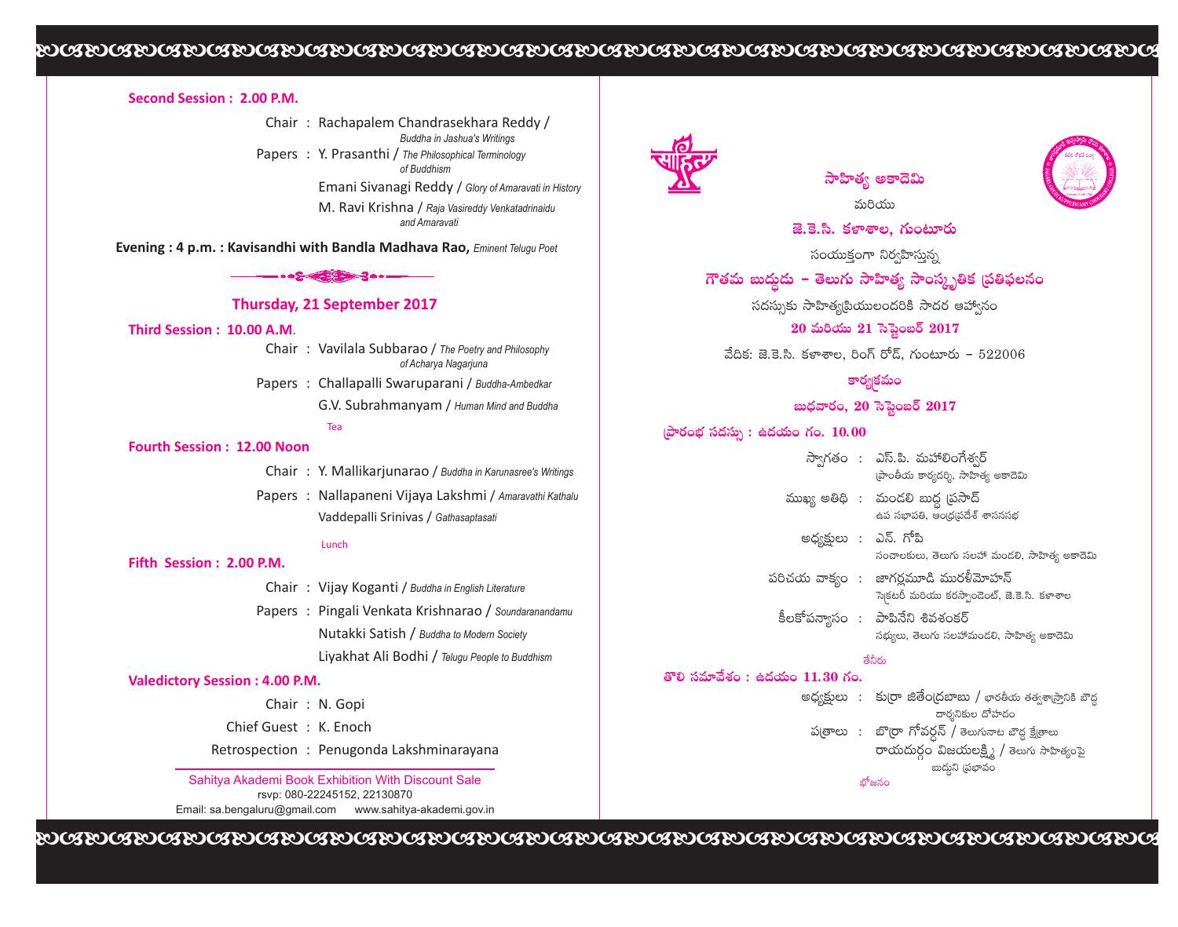**Second Session : 2.00 P.M.**

Chair : Rachapalem Chandrasekhara Reddy / *Buddha in Jashua's Writings*

Papers : Y. Prasanthi / *The Philosophical Terminology of Buddhism*

Emani Sivanagi Reddy / *Glory of Amaravati in History*

M. Ravi Krishna / *Raja Vasireddy Venkatadrinaidu and Amaravati*

**Evening : 4 p.m. : Kavisandhi with Bandla Madhava Rao,** *Eminent Telugu Poet*

## Thursday, 21 September 2017

**Third Session : 10.00 A.M.**

Chair : Vavilala Subbarao / *The Poetry and Philosophy of Acharya Nagarjuna*

Papers : Challapalli Swaruparani / *Buddha-Ambedkar*

G.V. Subrahmanyam / *Human Mind and Buddha*

Tea

**Fourth Session : 12.00 Noon**

Chair : Y. Mallikarjunarao / *Buddha in Karunasree's Writings*

Papers : Nallapaneni Vijaya Lakshmi / *Amaravathi Kathalu*

Vaddepalli Srinivas / *Gathasaptasati*

Lunch

**Fifth Session : 2.00 P.M.**

Chair : Vijay Koganti / *Buddha in English Literature*

Papers : Pingali Venkata Krishnarao / *Soundaranandamu*

Nutakki Satish / *Buddha to Modern Society*

Liyakhat Ali Bodhi / *Telugu People to Buddhism*

**Valedictory Session : 4.00 P.M.**

Chair : N. Gopi

Chief Guest : K. Enoch

Retrospection : Penugonda Lakshminarayana

Sahitya Akademi Book Exhibition With Discount Sale

rsvp: 080-22245152, 22130870

Email: sa.bengaluru@gmail.com www.sahitya-akademi.gov.in

---

**సాహిత్య అకాదెమి**

మరియు

**జె.కె.సి. కళాశాల, గుంటూరు**

సంయుక్తంగా నిర్వహిస్తున్న

**గౌతమ బుద్ధుడు – తెలుగు సాహిత్య సాంస్కృతిక ప్రతిఫలనం**

సదస్సుకు సాహిత్యప్రియులందరికి సాదర ఆహ్వానం

**20 మరియు 21 సెప్టెంబర్ 2017**

వేదిక: జె.కె.సి. కళాశాల, రింగ్ రోడ్, గుంటూరు – 522006

**కార్యక్రమం**

**బుధవారం, 20 సెప్టెంబర్ 2017**

**ప్రారంభ సదస్సు : ఉదయం గం. 10.00**

స్వాగతం : ఎస్.పి. మహాలింగేశ్వర్
ప్రాంతీయ కార్యదర్శి, సాహిత్య అకాదెమి

ముఖ్య అతిథి : మండలి బుద్ధ ప్రసాద్
ఉప సభాపతి, ఆంధ్రప్రదేశ్ శాసనసభ

అధ్యక్షులు : ఎన్. గోపి
సంచాలకులు, తెలుగు సలహా మండలి, సాహిత్య అకాదెమి

పరిచయ వాక్యం : జాగర్లమూడి మురళీమోహన్
సెక్రటరీ మరియు కరస్పాండెంట్, జె.కె.సి. కళాశాల

కీలకోపన్యాసం : పాపినేని శివశంకర్
సభ్యులు, తెలుగు సలహామండలి, సాహిత్య అకాదెమి

తేనీరు

**తొలి సమావేశం : ఉదయం 11.30 గం.**

అధ్యక్షులు : కుర్రా జితేంద్రబాబు / భారతీయ తత్వశాస్త్రానికి బౌద్ధ దార్శనికుల దోహదం

పత్రాలు : బొర్రా గోవర్ధన్ / తెలుగునాట బౌద్ధ క్షేత్రాలు

రాయదుర్గం విజయలక్ష్మి / తెలుగు సాహిత్యంపై బుద్ధుని ప్రభావం

భోజనం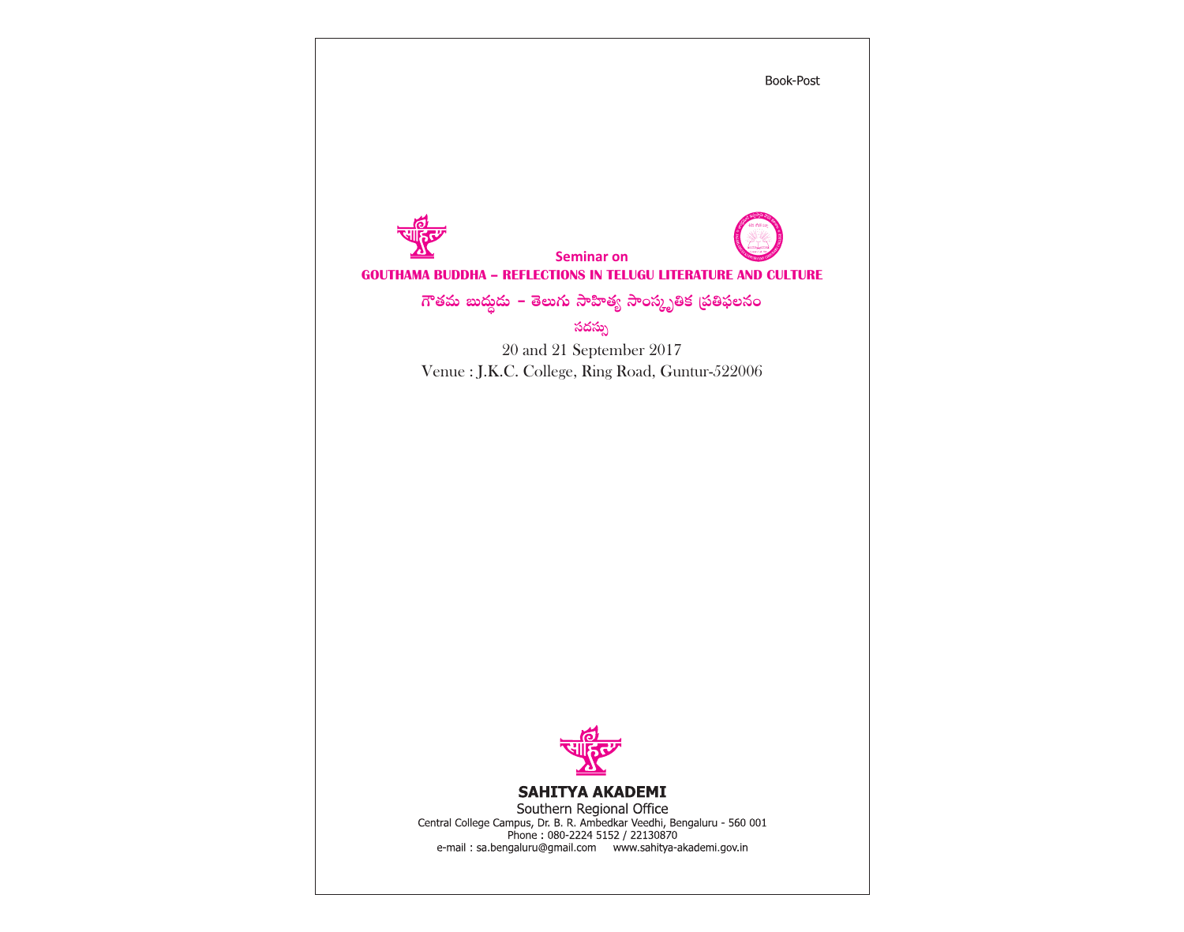Book-Post

**Seminar on**

## GOUTHAMA BUDDHA – REFLECTIONS IN TELUGU LITERATURE AND CULTURE

## గౌతమ బుద్ధుడు – తెలుగు సాహిత్య సాంస్కృతిక ప్రతిఫలనం

సదస్సు

20 and 21 September 2017

Venue : J.K.C. College, Ring Road, Guntur-522006

**SAHITYA AKADEMI**

Southern Regional Office

Central College Campus, Dr. B. R. Ambedkar Veedhi, Bengaluru - 560 001

Phone : 080-2224 5152 / 22130870

e-mail : sa.bengaluru@gmail.com www.sahitya-akademi.gov.in